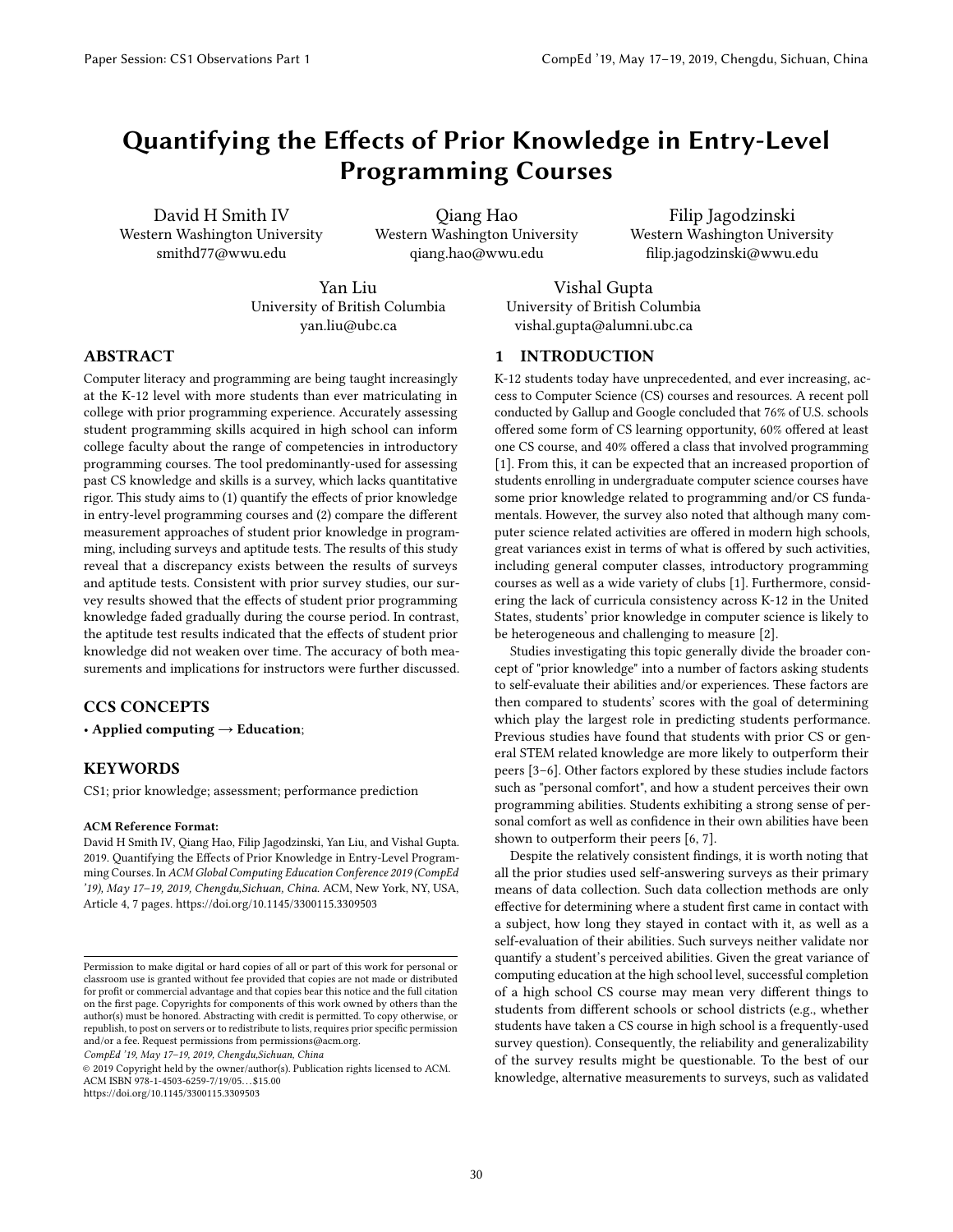# Quantifying the Effects of Prior Knowledge in Entry-Level Programming Courses

David H Smith IV
Western Washington University
smithd77@wwu.edu

Qiang Hao
Western Washington University
qiang.hao@wwu.edu

Filip Jagodzinski
Western Washington University
filip.jagodzinski@wwu.edu

Yan Liu
University of British Columbia
yan.liu@ubc.ca

Vishal Gupta
University of British Columbia
vishal.gupta@alumni.ubc.ca

## ABSTRACT

Computer literacy and programming are being taught increasingly at the K-12 level with more students than ever matriculating in college with prior programming experience. Accurately assessing student programming skills acquired in high school can inform college faculty about the range of competencies in introductory programming courses. The tool predominantly-used for assessing past CS knowledge and skills is a survey, which lacks quantitative rigor. This study aims to (1) quantify the effects of prior knowledge in entry-level programming courses and (2) compare the different measurement approaches of student prior knowledge in programming, including surveys and aptitude tests. The results of this study reveal that a discrepancy exists between the results of surveys and aptitude tests. Consistent with prior survey studies, our survey results showed that the effects of student prior programming knowledge faded gradually during the course period. In contrast, the aptitude test results indicated that the effects of student prior knowledge did not weaken over time. The accuracy of both measurements and implications for instructors were further discussed.

## CCS CONCEPTS

• **Applied computing → Education**;

## KEYWORDS

CS1; prior knowledge; assessment; performance prediction

**ACM Reference Format:**

David H Smith IV, Qiang Hao, Filip Jagodzinski, Yan Liu, and Vishal Gupta. 2019. Quantifying the Effects of Prior Knowledge in Entry-Level Programming Courses. In *ACM Global Computing Education Conference 2019 (CompEd '19), May 17–19, 2019, Chengdu,Sichuan, China.* ACM, New York, NY, USA, Article 4, 7 pages. https://doi.org/10.1145/3300115.3309503

Permission to make digital or hard copies of all or part of this work for personal or classroom use is granted without fee provided that copies are not made or distributed for profit or commercial advantage and that copies bear this notice and the full citation on the first page. Copyrights for components of this work owned by others than the author(s) must be honored. Abstracting with credit is permitted. To copy otherwise, or republish, to post on servers or to redistribute to lists, requires prior specific permission and/or a fee. Request permissions from permissions@acm.org.

*CompEd '19, May 17–19, 2019, Chengdu,Sichuan, China*

© 2019 Copyright held by the owner/author(s). Publication rights licensed to ACM.
ACM ISBN 978-1-4503-6259-7/19/05…$15.00
https://doi.org/10.1145/3300115.3309503

## 1 INTRODUCTION

K-12 students today have unprecedented, and ever increasing, access to Computer Science (CS) courses and resources. A recent poll conducted by Gallup and Google concluded that 76% of U.S. schools offered some form of CS learning opportunity, 60% offered at least one CS course, and 40% offered a class that involved programming [1]. From this, it can be expected that an increased proportion of students enrolling in undergraduate computer science courses have some prior knowledge related to programming and/or CS fundamentals. However, the survey also noted that although many computer science related activities are offered in modern high schools, great variances exist in terms of what is offered by such activities, including general computer classes, introductory programming courses as well as a wide variety of clubs [1]. Furthermore, considering the lack of curricula consistency across K-12 in the United States, students' prior knowledge in computer science is likely to be heterogeneous and challenging to measure [2].

Studies investigating this topic generally divide the broader concept of "prior knowledge" into a number of factors asking students to self-evaluate their abilities and/or experiences. These factors are then compared to students' scores with the goal of determining which play the largest role in predicting students performance. Previous studies have found that students with prior CS or general STEM related knowledge are more likely to outperform their peers [3–6]. Other factors explored by these studies include factors such as "personal comfort", and how a student perceives their own programming abilities. Students exhibiting a strong sense of personal comfort as well as confidence in their own abilities have been shown to outperform their peers [6, 7].

Despite the relatively consistent findings, it is worth noting that all the prior studies used self-answering surveys as their primary means of data collection. Such data collection methods are only effective for determining where a student first came in contact with a subject, how long they stayed in contact with it, as well as a self-evaluation of their abilities. Such surveys neither validate nor quantify a student's perceived abilities. Given the great variance of computing education at the high school level, successful completion of a high school CS course may mean very different things to students from different schools or school districts (e.g., whether students have taken a CS course in high school is a frequently-used survey question). Consequently, the reliability and generalizability of the survey results might be questionable. To the best of our knowledge, alternative measurements to surveys, such as validated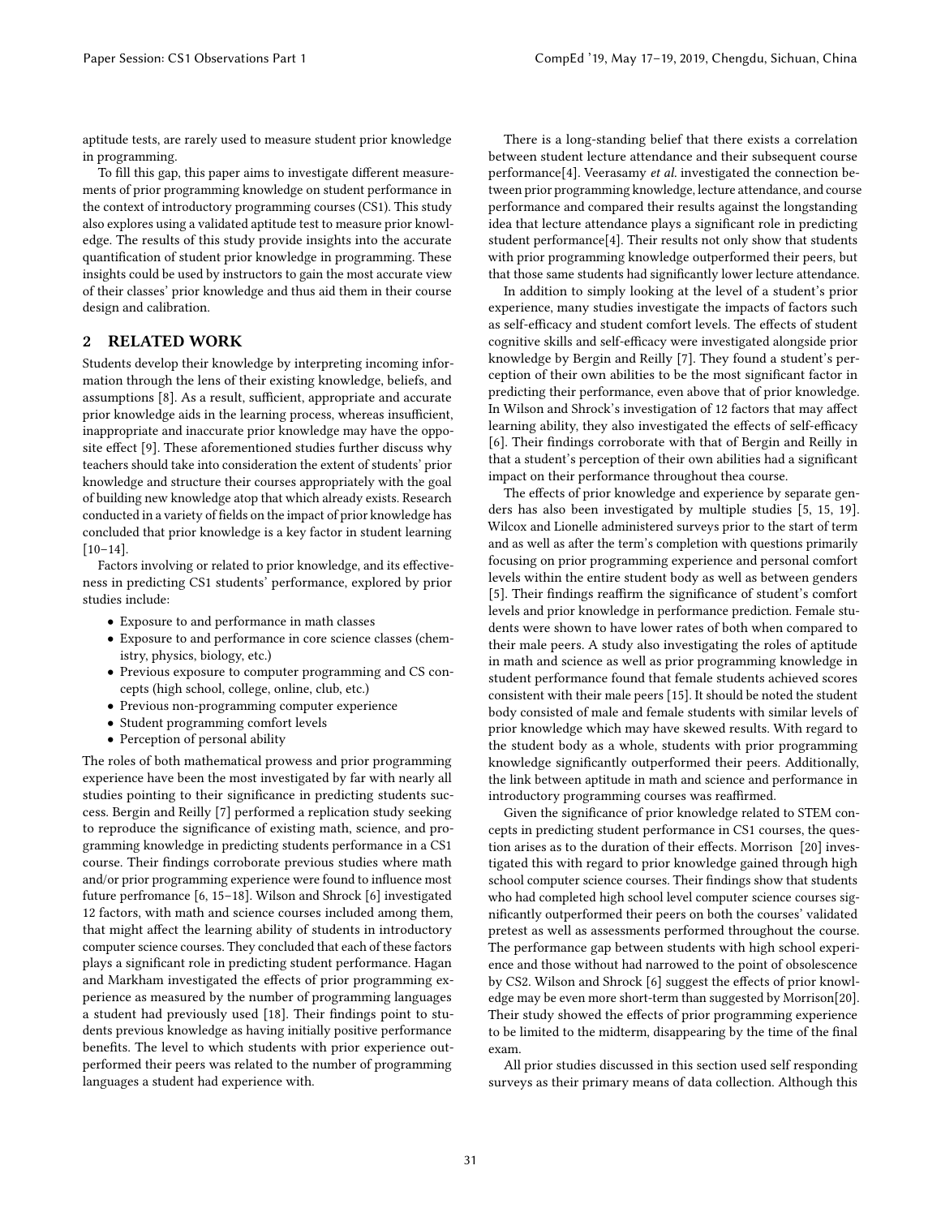aptitude tests, are rarely used to measure student prior knowledge in programming.

To fill this gap, this paper aims to investigate different measurements of prior programming knowledge on student performance in the context of introductory programming courses (CS1). This study also explores using a validated aptitude test to measure prior knowledge. The results of this study provide insights into the accurate quantification of student prior knowledge in programming. These insights could be used by instructors to gain the most accurate view of their classes' prior knowledge and thus aid them in their course design and calibration.

## 2 RELATED WORK

Students develop their knowledge by interpreting incoming information through the lens of their existing knowledge, beliefs, and assumptions [8]. As a result, sufficient, appropriate and accurate prior knowledge aids in the learning process, whereas insufficient, inappropriate and inaccurate prior knowledge may have the opposite effect [9]. These aforementioned studies further discuss why teachers should take into consideration the extent of students' prior knowledge and structure their courses appropriately with the goal of building new knowledge atop that which already exists. Research conducted in a variety of fields on the impact of prior knowledge has concluded that prior knowledge is a key factor in student learning [10–14].

Factors involving or related to prior knowledge, and its effectiveness in predicting CS1 students' performance, explored by prior studies include:

- Exposure to and performance in math classes
- Exposure to and performance in core science classes (chemistry, physics, biology, etc.)
- Previous exposure to computer programming and CS concepts (high school, college, online, club, etc.)
- Previous non-programming computer experience
- Student programming comfort levels
- Perception of personal ability

The roles of both mathematical prowess and prior programming experience have been the most investigated by far with nearly all studies pointing to their significance in predicting students success. Bergin and Reilly [7] performed a replication study seeking to reproduce the significance of existing math, science, and programming knowledge in predicting students performance in a CS1 course. Their findings corroborate previous studies where math and/or prior programming experience were found to influence most future perfromance [6, 15–18]. Wilson and Shrock [6] investigated 12 factors, with math and science courses included among them, that might affect the learning ability of students in introductory computer science courses. They concluded that each of these factors plays a significant role in predicting student performance. Hagan and Markham investigated the effects of prior programming experience as measured by the number of programming languages a student had previously used [18]. Their findings point to students previous knowledge as having initially positive performance benefits. The level to which students with prior experience outperformed their peers was related to the number of programming languages a student had experience with.

There is a long-standing belief that there exists a correlation between student lecture attendance and their subsequent course performance[4]. Veerasamy *et al.* investigated the connection between prior programming knowledge, lecture attendance, and course performance and compared their results against the longstanding idea that lecture attendance plays a significant role in predicting student performance[4]. Their results not only show that students with prior programming knowledge outperformed their peers, but that those same students had significantly lower lecture attendance.

In addition to simply looking at the level of a student's prior experience, many studies investigate the impacts of factors such as self-efficacy and student comfort levels. The effects of student cognitive skills and self-efficacy were investigated alongside prior knowledge by Bergin and Reilly [7]. They found a student's perception of their own abilities to be the most significant factor in predicting their performance, even above that of prior knowledge. In Wilson and Shrock's investigation of 12 factors that may affect learning ability, they also investigated the effects of self-efficacy [6]. Their findings corroborate with that of Bergin and Reilly in that a student's perception of their own abilities had a significant impact on their performance throughout thea course.

The effects of prior knowledge and experience by separate genders has also been investigated by multiple studies [5, 15, 19]. Wilcox and Lionelle administered surveys prior to the start of term and as well as after the term's completion with questions primarily focusing on prior programming experience and personal comfort levels within the entire student body as well as between genders [5]. Their findings reaffirm the significance of student's comfort levels and prior knowledge in performance prediction. Female students were shown to have lower rates of both when compared to their male peers. A study also investigating the roles of aptitude in math and science as well as prior programming knowledge in student performance found that female students achieved scores consistent with their male peers [15]. It should be noted the student body consisted of male and female students with similar levels of prior knowledge which may have skewed results. With regard to the student body as a whole, students with prior programming knowledge significantly outperformed their peers. Additionally, the link between aptitude in math and science and performance in introductory programming courses was reaffirmed.

Given the significance of prior knowledge related to STEM concepts in predicting student performance in CS1 courses, the question arises as to the duration of their effects. Morrison [20] investigated this with regard to prior knowledge gained through high school computer science courses. Their findings show that students who had completed high school level computer science courses significantly outperformed their peers on both the courses' validated pretest as well as assessments performed throughout the course. The performance gap between students with high school experience and those without had narrowed to the point of obsolescence by CS2. Wilson and Shrock [6] suggest the effects of prior knowledge may be even more short-term than suggested by Morrison[20]. Their study showed the effects of prior programming experience to be limited to the midterm, disappearing by the time of the final exam.

All prior studies discussed in this section used self responding surveys as their primary means of data collection. Although this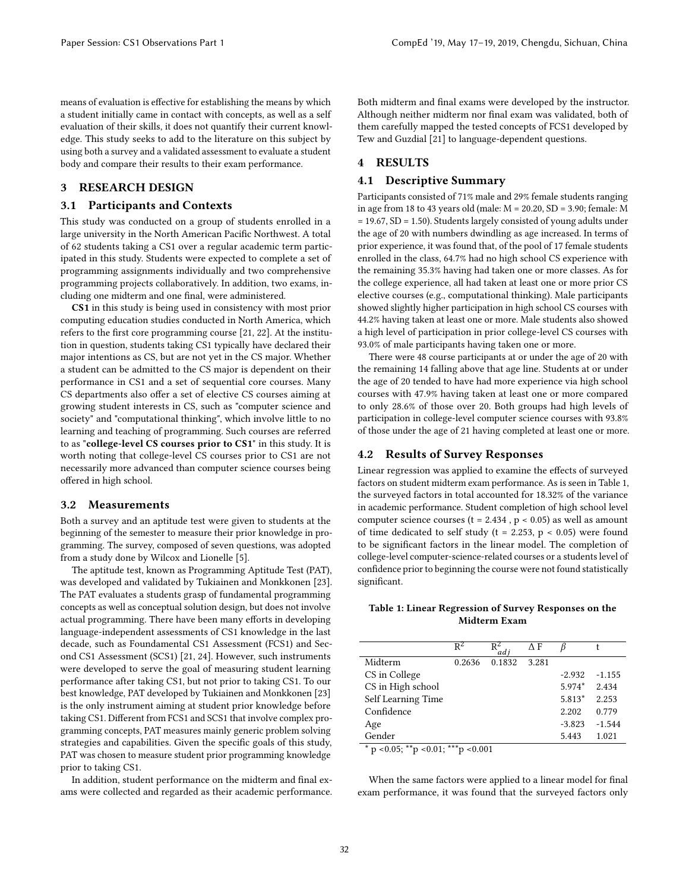means of evaluation is effective for establishing the means by which a student initially came in contact with concepts, as well as a self evaluation of their skills, it does not quantify their current knowledge. This study seeks to add to the literature on this subject by using both a survey and a validated assessment to evaluate a student body and compare their results to their exam performance.

## 3 RESEARCH DESIGN

### 3.1 Participants and Contexts

This study was conducted on a group of students enrolled in a large university in the North American Pacific Northwest. A total of 62 students taking a CS1 over a regular academic term participated in this study. Students were expected to complete a set of programming assignments individually and two comprehensive programming projects collaboratively. In addition, two exams, including one midterm and one final, were administered.

**CS1** in this study is being used in consistency with most prior computing education studies conducted in North America, which refers to the first core programming course [21, 22]. At the institution in question, students taking CS1 typically have declared their major intentions as CS, but are not yet in the CS major. Whether a student can be admitted to the CS major is dependent on their performance in CS1 and a set of sequential core courses. Many CS departments also offer a set of elective CS courses aiming at growing student interests in CS, such as "computer science and society" and "computational thinking", which involve little to no learning and teaching of programming. Such courses are referred to as "**college-level CS courses prior to CS1**" in this study. It is worth noting that college-level CS courses prior to CS1 are not necessarily more advanced than computer science courses being offered in high school.

### 3.2 Measurements

Both a survey and an aptitude test were given to students at the beginning of the semester to measure their prior knowledge in programming. The survey, composed of seven questions, was adopted from a study done by Wilcox and Lionelle [5].

The aptitude test, known as Programming Aptitude Test (PAT), was developed and validated by Tukiainen and Monkkonen [23]. The PAT evaluates a students grasp of fundamental programming concepts as well as conceptual solution design, but does not involve actual programming. There have been many efforts in developing language-independent assessments of CS1 knowledge in the last decade, such as Foundamental CS1 Assessment (FCS1) and Second CS1 Assessment (SCS1) [21, 24]. However, such instruments were developed to serve the goal of measuring student learning performance after taking CS1, but not prior to taking CS1. To our best knowledge, PAT developed by Tukiainen and Monkkonen [23] is the only instrument aiming at student prior knowledge before taking CS1. Different from FCS1 and SCS1 that involve complex programming concepts, PAT measures mainly generic problem solving strategies and capabilities. Given the specific goals of this study, PAT was chosen to measure student prior programming knowledge prior to taking CS1.

In addition, student performance on the midterm and final exams were collected and regarded as their academic performance. Both midterm and final exams were developed by the instructor. Although neither midterm nor final exam was validated, both of them carefully mapped the tested concepts of FCS1 developed by Tew and Guzdial [21] to language-dependent questions.

## 4 RESULTS

### 4.1 Descriptive Summary

Participants consisted of 71% male and 29% female students ranging in age from 18 to 43 years old (male: M = 20.20, SD = 3.90; female: M = 19.67, SD = 1.50). Students largely consisted of young adults under the age of 20 with numbers dwindling as age increased. In terms of prior experience, it was found that, of the pool of 17 female students enrolled in the class, 64.7% had no high school CS experience with the remaining 35.3% having had taken one or more classes. As for the college experience, all had taken at least one or more prior CS elective courses (e.g., computational thinking). Male participants showed slightly higher participation in high school CS courses with 44.2% having taken at least one or more. Male students also showed a high level of participation in prior college-level CS courses with 93.0% of male participants having taken one or more.

There were 48 course participants at or under the age of 20 with the remaining 14 falling above that age line. Students at or under the age of 20 tended to have had more experience via high school courses with 47.9% having taken at least one or more compared to only 28.6% of those over 20. Both groups had high levels of participation in college-level computer science courses with 93.8% of those under the age of 21 having completed at least one or more.

### 4.2 Results of Survey Responses

Linear regression was applied to examine the effects of surveyed factors on student midterm exam performance. As is seen in Table 1, the surveyed factors in total accounted for 18.32% of the variance in academic performance. Student completion of high school level computer science courses ($t = 2.434$, $p < 0.05$) as well as amount of time dedicated to self study ($t = 2.253$, $p < 0.05$) were found to be significant factors in the linear model. The completion of college-level computer-science-related courses or a students level of confidence prior to beginning the course were not found statistically significant.

**Table 1: Linear Regression of Survey Responses on the Midterm Exam**

| | $R^2$ | $R^2_{adj}$ | $\Delta F$ | $\beta$ | t |
|---|---|---|---|---|---|
| Midterm | 0.2636 | 0.1832 | 3.281 | | |
| CS in College | | | | -2.932 | -1.155 |
| CS in High school | | | | 5.974* | 2.434 |
| Self Learning Time | | | | 5.813* | 2.253 |
| Confidence | | | | 2.202 | 0.779 |
| Age | | | | -3.823 | -1.544 |
| Gender | | | | 5.443 | 1.021 |

* $p < 0.05$; ** $p < 0.01$; *** $p < 0.001$

When the same factors were applied to a linear model for final exam performance, it was found that the surveyed factors only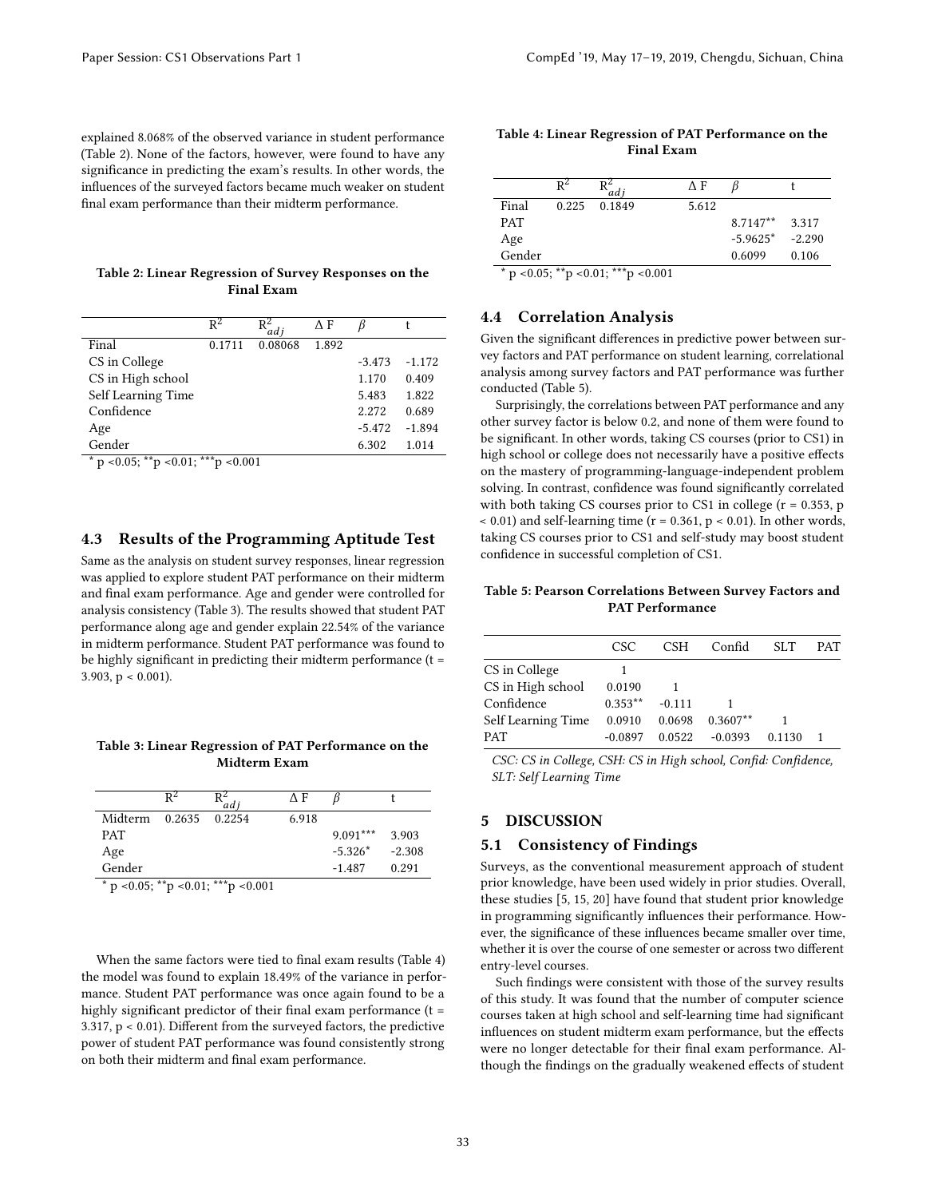explained 8.068% of the observed variance in student performance (Table 2). None of the factors, however, were found to have any significance in predicting the exam's results. In other words, the influences of the surveyed factors became much weaker on student final exam performance than their midterm performance.

**Table 2: Linear Regression of Survey Responses on the Final Exam**

| | $R^2$ | $R^2_{adj}$ | $\Delta$ F | $\beta$ | t |
|---|---|---|---|---|---|
| Final | 0.1711 | 0.08068 | 1.892 | | |
| CS in College | | | | -3.473 | -1.172 |
| CS in High school | | | | 1.170 | 0.409 |
| Self Learning Time | | | | 5.483 | 1.822 |
| Confidence | | | | 2.272 | 0.689 |
| Age | | | | -5.472 | -1.894 |
| Gender | | | | 6.302 | 1.014 |

\* p <0.05; \*\*p <0.01; \*\*\*p <0.001

## 4.3 Results of the Programming Aptitude Test

Same as the analysis on student survey responses, linear regression was applied to explore student PAT performance on their midterm and final exam performance. Age and gender were controlled for analysis consistency (Table 3). The results showed that student PAT performance along age and gender explain 22.54% of the variance in midterm performance. Student PAT performance was found to be highly significant in predicting their midterm performance (t = 3.903, $p < 0.001$).

**Table 3: Linear Regression of PAT Performance on the Midterm Exam**

| | $R^2$ | $R^2_{adj}$ | $\Delta$ F | $\beta$ | t |
|---|---|---|---|---|---|
| Midterm | 0.2635 | 0.2254 | 6.918 | | |
| PAT | | | | 9.091*** | 3.903 |
| Age | | | | -5.326* | -2.308 |
| Gender | | | | -1.487 | 0.291 |

\* p <0.05; \*\*p <0.01; \*\*\*p <0.001

When the same factors were tied to final exam results (Table 4) the model was found to explain 18.49% of the variance in performance. Student PAT performance was once again found to be a highly significant predictor of their final exam performance (t = 3.317, $p < 0.01$). Different from the surveyed factors, the predictive power of student PAT performance was found consistently strong on both their midterm and final exam performance.

**Table 4: Linear Regression of PAT Performance on the Final Exam**

| | $R^2$ | $R^2_{adj}$ | $\Delta$ F | $\beta$ | t |
|---|---|---|---|---|---|
| Final | 0.225 | 0.1849 | 5.612 | | |
| PAT | | | | 8.7147** | 3.317 |
| Age | | | | -5.9625* | -2.290 |
| Gender | | | | 0.6099 | 0.106 |

\* p <0.05; \*\*p <0.01; \*\*\*p <0.001

## 4.4 Correlation Analysis

Given the significant differences in predictive power between survey factors and PAT performance on student learning, correlational analysis among survey factors and PAT performance was further conducted (Table 5).

Surprisingly, the correlations between PAT performance and any other survey factor is below 0.2, and none of them were found to be significant. In other words, taking CS courses (prior to CS1) in high school or college does not necessarily have a positive effects on the mastery of programming-language-independent problem solving. In contrast, confidence was found significantly correlated with both taking CS courses prior to CS1 in college (r = 0.353, $p < 0.01$) and self-learning time (r = 0.361, $p < 0.01$). In other words, taking CS courses prior to CS1 and self-study may boost student confidence in successful completion of CS1.

**Table 5: Pearson Correlations Between Survey Factors and PAT Performance**

| | CSC | CSH | Confid | SLT | PAT |
|---|---|---|---|---|---|
| CS in College | 1 | | | | |
| CS in High school | 0.0190 | 1 | | | |
| Confidence | 0.353** | -0.111 | 1 | | |
| Self Learning Time | 0.0910 | 0.0698 | 0.3607** | 1 | |
| PAT | -0.0897 | 0.0522 | -0.0393 | 0.1130 | 1 |

*CSC: CS in College, CSH: CS in High school, Confid: Confidence, SLT: Self Learning Time*

# 5 DISCUSSION

## 5.1 Consistency of Findings

Surveys, as the conventional measurement approach of student prior knowledge, have been used widely in prior studies. Overall, these studies [5, 15, 20] have found that student prior knowledge in programming significantly influences their performance. However, the significance of these influences became smaller over time, whether it is over the course of one semester or across two different entry-level courses.

Such findings were consistent with those of the survey results of this study. It was found that the number of computer science courses taken at high school and self-learning time had significant influences on student midterm exam performance, but the effects were no longer detectable for their final exam performance. Although the findings on the gradually weakened effects of student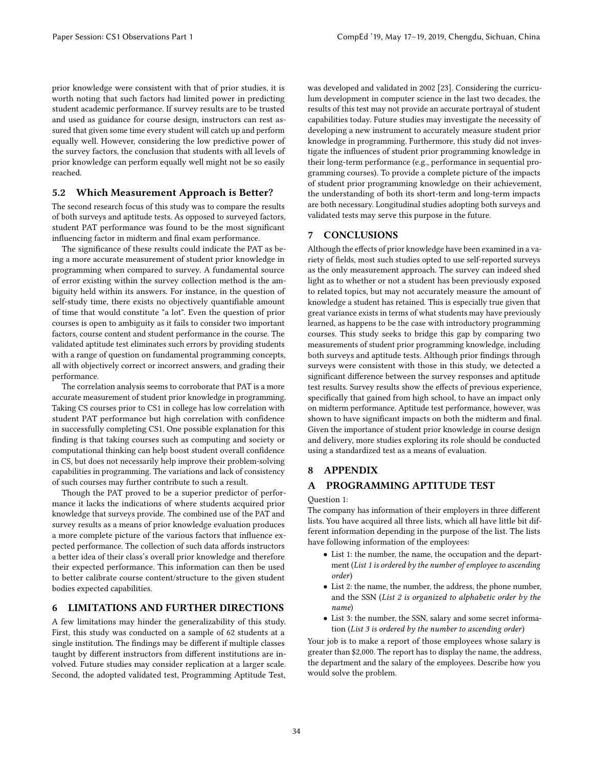prior knowledge were consistent with that of prior studies, it is worth noting that such factors had limited power in predicting student academic performance. If survey results are to be trusted and used as guidance for course design, instructors can rest assured that given some time every student will catch up and perform equally well. However, considering the low predictive power of the survey factors, the conclusion that students with all levels of prior knowledge can perform equally well might not be so easily reached.

## 5.2 Which Measurement Approach is Better?

The second research focus of this study was to compare the results of both surveys and aptitude tests. As opposed to surveyed factors, student PAT performance was found to be the most significant influencing factor in midterm and final exam performance.

The significance of these results could indicate the PAT as being a more accurate measurement of student prior knowledge in programming when compared to survey. A fundamental source of error existing within the survey collection method is the ambiguity held within its answers. For instance, in the question of self-study time, there exists no objectively quantifiable amount of time that would constitute "a lot". Even the question of prior courses is open to ambiguity as it fails to consider two important factors, course content and student performance in the course. The validated aptitude test eliminates such errors by providing students with a range of question on fundamental programming concepts, all with objectively correct or incorrect answers, and grading their performance.

The correlation analysis seems to corroborate that PAT is a more accurate measurement of student prior knowledge in programming. Taking CS courses prior to CS1 in college has low correlation with student PAT performance but high correlation with confidence in successfully completing CS1. One possible explanation for this finding is that taking courses such as computing and society or computational thinking can help boost student overall confidence in CS, but does not necessarily help improve their problem-solving capabilities in programming. The variations and lack of consistency of such courses may further contribute to such a result.

Though the PAT proved to be a superior predictor of performance it lacks the indications of where students acquired prior knowledge that surveys provide. The combined use of the PAT and survey results as a means of prior knowledge evaluation produces a more complete picture of the various factors that influence expected performance. The collection of such data affords instructors a better idea of their class's overall prior knowledge and therefore their expected performance. This information can then be used to better calibrate course content/structure to the given student bodies expected capabilities.

# 6 LIMITATIONS AND FURTHER DIRECTIONS

A few limitations may hinder the generalizability of this study. First, this study was conducted on a sample of 62 students at a single institution. The findings may be different if multiple classes taught by different instructors from different institutions are involved. Future studies may consider replication at a larger scale. Second, the adopted validated test, Programming Aptitude Test, was developed and validated in 2002 [23]. Considering the curriculum development in computer science in the last two decades, the results of this test may not provide an accurate portrayal of student capabilities today. Future studies may investigate the necessity of developing a new instrument to accurately measure student prior knowledge in programming. Furthermore, this study did not investigate the influences of student prior programming knowledge in their long-term performance (e.g., performance in sequential programming courses). To provide a complete picture of the impacts of student prior programming knowledge on their achievement, the understanding of both its short-term and long-term impacts are both necessary. Longitudinal studies adopting both surveys and validated tests may serve this purpose in the future.

# 7 CONCLUSIONS

Although the effects of prior knowledge have been examined in a variety of fields, most such studies opted to use self-reported surveys as the only measurement approach. The survey can indeed shed light as to whether or not a student has been previously exposed to related topics, but may not accurately measure the amount of knowledge a student has retained. This is especially true given that great variance exists in terms of what students may have previously learned, as happens to be the case with introductory programming courses. This study seeks to bridge this gap by comparing two measurements of student prior programming knowledge, including both surveys and aptitude tests. Although prior findings through surveys were consistent with those in this study, we detected a significant difference between the survey responses and aptitude test results. Survey results show the effects of previous experience, specifically that gained from high school, to have an impact only on midterm performance. Aptitude test performance, however, was shown to have significant impacts on both the midterm and final. Given the importance of student prior knowledge in course design and delivery, more studies exploring its role should be conducted using a standardized test as a means of evaluation.

# 8 APPENDIX

# A PROGRAMMING APTITUDE TEST

Question 1:

The company has information of their employers in three different lists. You have acquired all three lists, which all have little bit different information depending in the purpose of the list. The lists have following information of the employees:

- List 1: the number, the name, the occupation and the department (*List 1 is ordered by the number of employee to ascending order*)
- List 2: the name, the number, the address, the phone number, and the SSN (*List 2 is organized to alphabetic order by the name*)
- List 3: the number, the SSN, salary and some secret information (*List 3 is ordered by the number to ascending order*)

Your job is to make a report of those employees whose salary is greater than $2,000. The report has to display the name, the address, the department and the salary of the employees. Describe how you would solve the problem.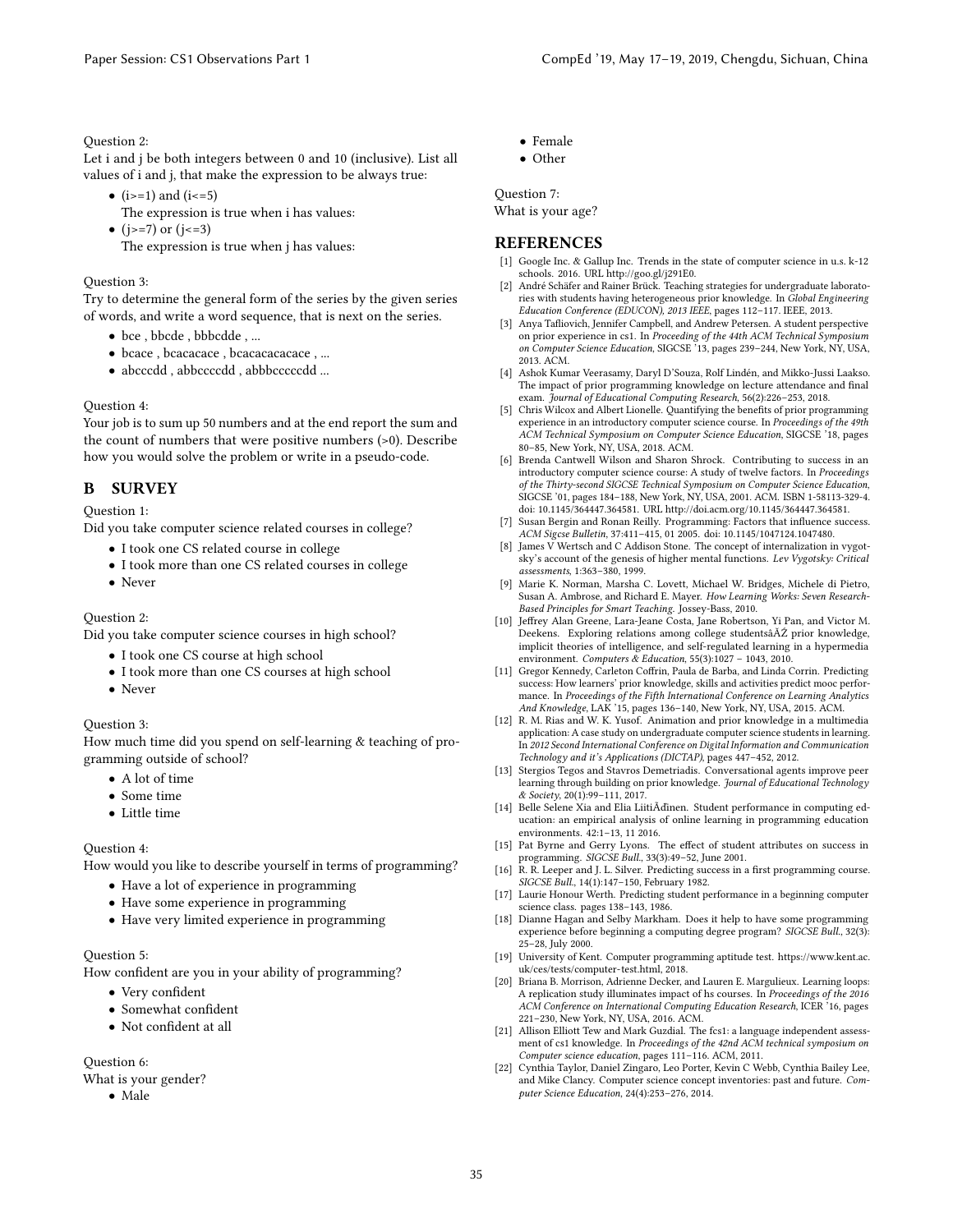Question 2:
Let i and j be both integers between 0 and 10 (inclusive). List all values of i and j, that make the expression to be always true:

- (i>=1) and (i<=5)
  The expression is true when i has values:
- (j>=7) or (j<=3)
  The expression is true when j has values:

Question 3:
Try to determine the general form of the series by the given series of words, and write a word sequence, that is next on the series.

- bce , bbcde , bbbcdde , ...
- bcace , bcacacace , bcacacacacace , ...
- abcccdd , abbccccdd , abbbcccccdd ...

Question 4:
Your job is to sum up 50 numbers and at the end report the sum and the count of numbers that were positive numbers (>0). Describe how you would solve the problem or write in a pseudo-code.

## B SURVEY

Question 1:
Did you take computer science related courses in college?

- I took one CS related course in college
- I took more than one CS related courses in college
- Never

Question 2:
Did you take computer science courses in high school?

- I took one CS course at high school
- I took more than one CS courses at high school
- Never

Question 3:
How much time did you spend on self-learning & teaching of programming outside of school?

- A lot of time
- Some time
- Little time

Question 4:
How would you like to describe yourself in terms of programming?

- Have a lot of experience in programming
- Have some experience in programming
- Have very limited experience in programming

Question 5:
How confident are you in your ability of programming?

- Very confident
- Somewhat confident
- Not confident at all

Question 6:
What is your gender?

- Male
- Female
- Other

Question 7:
What is your age?

## REFERENCES

[1] Google Inc. & Gallup Inc. Trends in the state of computer science in u.s. k-12 schools. 2016. URL http://goo.gl/j291E0.

[2] André Schäfer and Rainer Brück. Teaching strategies for undergraduate laboratories with students having heterogeneous prior knowledge. In *Global Engineering Education Conference (EDUCON), 2013 IEEE*, pages 112–117. IEEE, 2013.

[3] Anya Tafliovich, Jennifer Campbell, and Andrew Petersen. A student perspective on prior experience in cs1. In *Proceeding of the 44th ACM Technical Symposium on Computer Science Education*, SIGCSE '13, pages 239–244, New York, NY, USA, 2013. ACM.

[4] Ashok Kumar Veerasamy, Daryl D'Souza, Rolf Lindén, and Mikko-Jussi Laakso. The impact of prior programming knowledge on lecture attendance and final exam. *Journal of Educational Computing Research*, 56(2):226–253, 2018.

[5] Chris Wilcox and Albert Lionelle. Quantifying the benefits of prior programming experience in an introductory computer science course. In *Proceedings of the 49th ACM Technical Symposium on Computer Science Education*, SIGCSE '18, pages 80–85, New York, NY, USA, 2018. ACM.

[6] Brenda Cantwell Wilson and Sharon Shrock. Contributing to success in an introductory computer science course: A study of twelve factors. In *Proceedings of the Thirty-second SIGCSE Technical Symposium on Computer Science Education*, SIGCSE '01, pages 184–188, New York, NY, USA, 2001. ACM. ISBN 1-58113-329-4. doi: 10.1145/364447.364581. URL http://doi.acm.org/10.1145/364447.364581.

[7] Susan Bergin and Ronan Reilly. Programming: Factors that influence success. *ACM Sigcse Bulletin*, 37:411–415, 01 2005. doi: 10.1145/1047124.1047480.

[8] James V Wertsch and C Addison Stone. The concept of internalization in vygotsky's account of the genesis of higher mental functions. *Lev Vygotsky: Critical assessments*, 1:363–380, 1999.

[9] Marie K. Norman, Marsha C. Lovett, Michael W. Bridges, Michele di Pietro, Susan A. Ambrose, and Richard E. Mayer. *How Learning Works: Seven Research-Based Principles for Smart Teaching*. Jossey-Bass, 2010.

[10] Jeffrey Alan Greene, Lara-Jeane Costa, Jane Robertson, Yi Pan, and Victor M. Deekens. Exploring relations among college studentsâĂŽ prior knowledge, implicit theories of intelligence, and self-regulated learning in a hypermedia environment. *Computers & Education*, 55(3):1027 – 1043, 2010.

[11] Gregor Kennedy, Carleton Coffrin, Paula de Barba, and Linda Corrin. Predicting success: How learners' prior knowledge, skills and activities predict mooc performance. In *Proceedings of the Fifth International Conference on Learning Analytics And Knowledge*, LAK '15, pages 136–140, New York, NY, USA, 2015. ACM.

[12] R. M. Rias and W. K. Yusof. Animation and prior knowledge in a multimedia application: A case study on undergraduate computer science students in learning. In *2012 Second International Conference on Digital Information and Communication Technology and it's Applications (DICTAP)*, pages 447–452, 2012.

[13] Stergios Tegos and Stavros Demetriadis. Conversational agents improve peer learning through building on prior knowledge. *Journal of Educational Technology & Society*, 20(1):99–111, 2017.

[14] Belle Selene Xia and Elia LiitiĂďinen. Student performance in computing education: an empirical analysis of online learning in programming education environments. 42:1–13, 11 2016.

[15] Pat Byrne and Gerry Lyons. The effect of student attributes on success in programming. *SIGCSE Bull.*, 33(3):49–52, June 2001.

[16] R. R. Leeper and J. L. Silver. Predicting success in a first programming course. *SIGCSE Bull.*, 14(1):147–150, February 1982.

[17] Laurie Honour Werth. Predicting student performance in a beginning computer science class. pages 138–143, 1986.

[18] Dianne Hagan and Selby Markham. Does it help to have some programming experience before beginning a computing degree program? *SIGCSE Bull.*, 32(3): 25–28, July 2000.

[19] University of Kent. Computer programming aptitude test. https://www.kent.ac.uk/ces/tests/computer-test.html, 2018.

[20] Briana B. Morrison, Adrienne Decker, and Lauren E. Margulieux. Learning loops: A replication study illuminates impact of hs courses. In *Proceedings of the 2016 ACM Conference on International Computing Education Research*, ICER '16, pages 221–230, New York, NY, USA, 2016. ACM.

[21] Allison Elliott Tew and Mark Guzdial. The fcs1: a language independent assessment of cs1 knowledge. In *Proceedings of the 42nd ACM technical symposium on Computer science education*, pages 111–116. ACM, 2011.

[22] Cynthia Taylor, Daniel Zingaro, Leo Porter, Kevin C Webb, Cynthia Bailey Lee, and Mike Clancy. Computer science concept inventories: past and future. *Computer Science Education*, 24(4):253–276, 2014.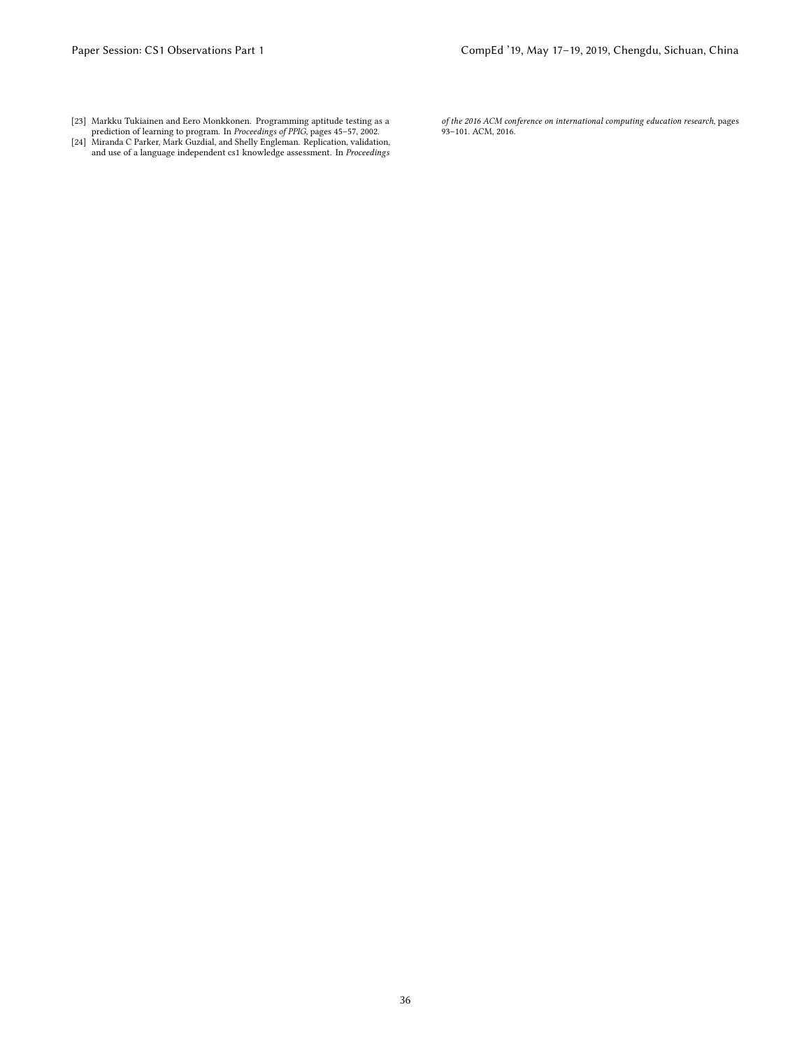[23] Markku Tukiainen and Eero Monkkonen. Programming aptitude testing as a prediction of learning to program. In *Proceedings of PPIG*, pages 45–57, 2002.

[24] Miranda C Parker, Mark Guzdial, and Shelly Engleman. Replication, validation, and use of a language independent cs1 knowledge assessment. In *Proceedings of the 2016 ACM conference on international computing education research*, pages 93–101. ACM, 2016.